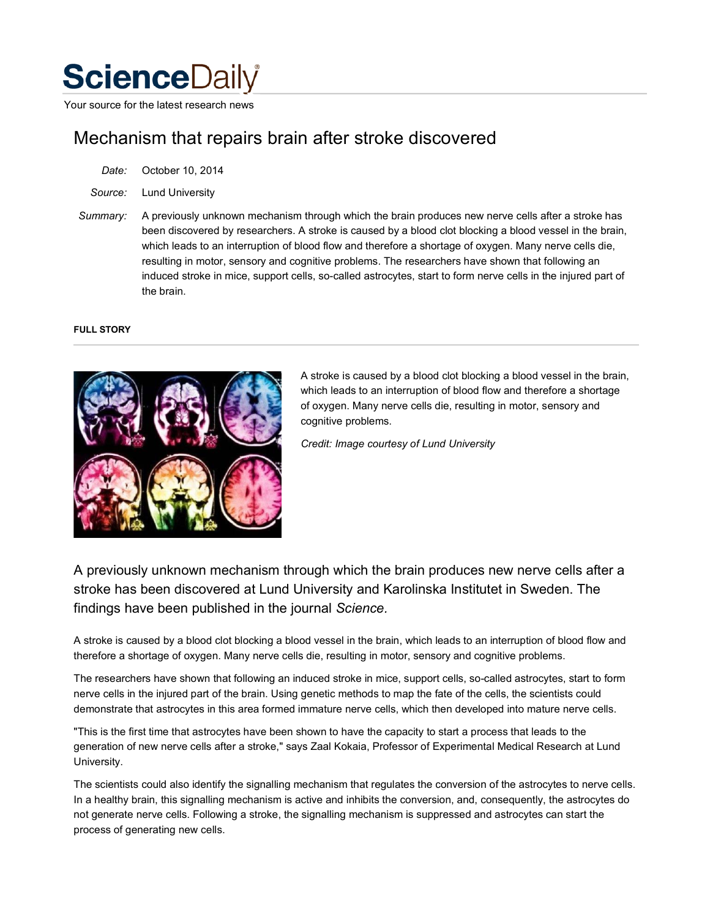# ScienceDaily

Your source for the latest research news

## Mechanism that repairs brain after stroke discovered

*Date:* October 10, 2014

*Source:* Lund University

*Summary:* A previously unknown mechanism through which the brain produces new nerve cells after a stroke has been discovered by researchers. A stroke is caused by a blood clot blocking a blood vessel in the brain, which leads to an interruption of blood flow and therefore a shortage of oxygen. Many nerve cells die, resulting in motor, sensory and cognitive problems. The researchers have shown that following an induced stroke in mice, support cells, so-called astrocytes, start to form nerve cells in the injured part of the brain.

**FULL STORY**

A stroke is caused by a blood clot blocking a blood vessel in the brain, which leads to an interruption of blood flow and therefore a shortage of oxygen. Many nerve cells die, resulting in motor, sensory and cognitive problems.

*Credit: Image courtesy of Lund University*

A previously unknown mechanism through which the brain produces new nerve cells after a stroke has been discovered at Lund University and Karolinska Institutet in Sweden. The findings have been published in the journal *Science.*

A stroke is caused by a blood clot blocking a blood vessel in the brain, which leads to an interruption of blood flow and therefore a shortage of oxygen. Many nerve cells die, resulting in motor, sensory and cognitive problems.

The researchers have shown that following an induced stroke in mice, support cells, so-called astrocytes, start to form nerve cells in the injured part of the brain. Using genetic methods to map the fate of the cells, the scientists could demonstrate that astrocytes in this area formed immature nerve cells, which then developed into mature nerve cells.

"This is the first time that astrocytes have been shown to have the capacity to start a process that leads to the generation of new nerve cells after a stroke," says Zaal Kokaia, Professor of Experimental Medical Research at Lund University.

The scientists could also identify the signalling mechanism that regulates the conversion of the astrocytes to nerve cells. In a healthy brain, this signalling mechanism is active and inhibits the conversion, and, consequently, the astrocytes do not generate nerve cells. Following a stroke, the signalling mechanism is suppressed and astrocytes can start the process of generating new cells.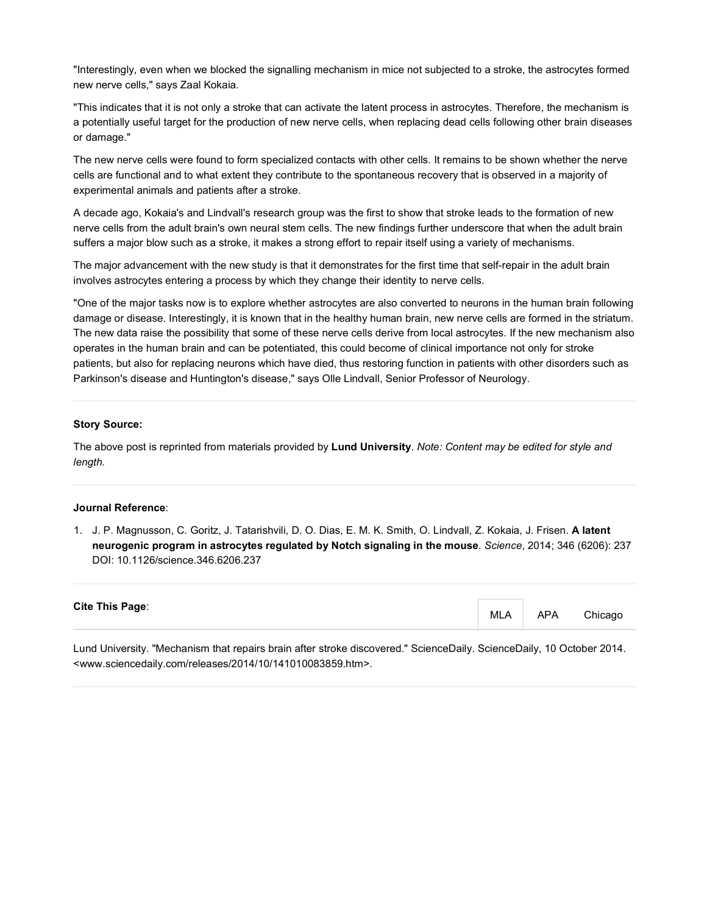"Interestingly, even when we blocked the signalling mechanism in mice not subjected to a stroke, the astrocytes formed new nerve cells," says Zaal Kokaia.

"This indicates that it is not only a stroke that can activate the latent process in astrocytes. Therefore, the mechanism is a potentially useful target for the production of new nerve cells, when replacing dead cells following other brain diseases or damage."

The new nerve cells were found to form specialized contacts with other cells. It remains to be shown whether the nerve cells are functional and to what extent they contribute to the spontaneous recovery that is observed in a majority of experimental animals and patients after a stroke.

A decade ago, Kokaia's and Lindvall's research group was the first to show that stroke leads to the formation of new nerve cells from the adult brain's own neural stem cells. The new findings further underscore that when the adult brain suffers a major blow such as a stroke, it makes a strong effort to repair itself using a variety of mechanisms.

The major advancement with the new study is that it demonstrates for the first time that self-repair in the adult brain involves astrocytes entering a process by which they change their identity to nerve cells.

"One of the major tasks now is to explore whether astrocytes are also converted to neurons in the human brain following damage or disease. Interestingly, it is known that in the healthy human brain, new nerve cells are formed in the striatum. The new data raise the possibility that some of these nerve cells derive from local astrocytes. If the new mechanism also operates in the human brain and can be potentiated, this could become of clinical importance not only for stroke patients, but also for replacing neurons which have died, thus restoring function in patients with other disorders such as Parkinson's disease and Huntington's disease," says Olle Lindvall, Senior Professor of Neurology.

---

**Story Source:**

The above post is reprinted from materials provided by **Lund University**. *Note: Content may be edited for style and length.*

---

**Journal Reference**:

1. J. P. Magnusson, C. Goritz, J. Tatarishvili, D. O. Dias, E. M. K. Smith, O. Lindvall, Z. Kokaia, J. Frisen. **A latent neurogenic program in astrocytes regulated by Notch signaling in the mouse**. *Science*, 2014; 346 (6206): 237 DOI: 10.1126/science.346.6206.237

---

**Cite This Page**:

MLA APA Chicago

Lund University. "Mechanism that repairs brain after stroke discovered." ScienceDaily. ScienceDaily, 10 October 2014. <www.sciencedaily.com/releases/2014/10/141010083859.htm>.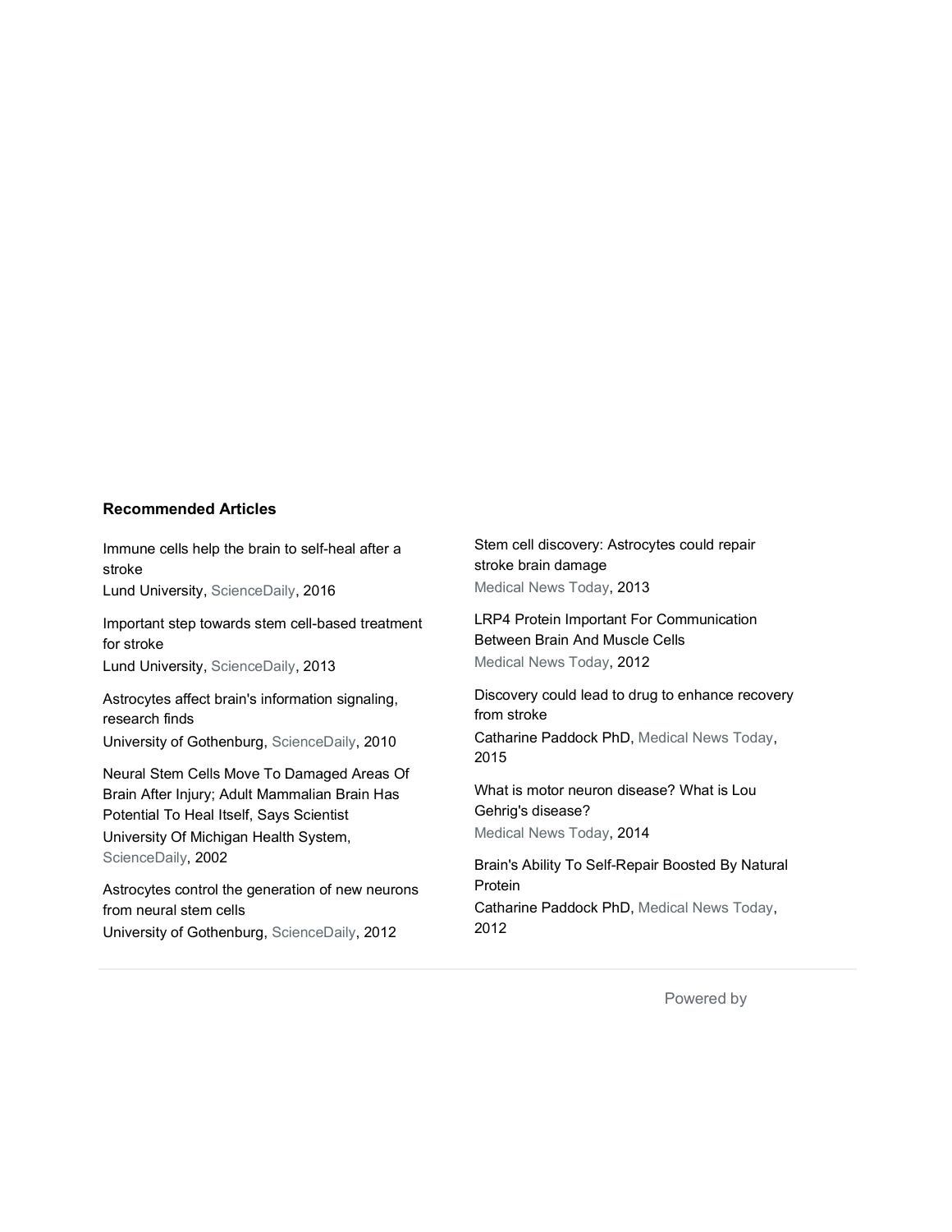**Recommended Articles**

Immune cells help the brain to self-heal after a stroke
Lund University, ScienceDaily, 2016

Important step towards stem cell-based treatment for stroke
Lund University, ScienceDaily, 2013

Astrocytes affect brain's information signaling, research finds
University of Gothenburg, ScienceDaily, 2010

Neural Stem Cells Move To Damaged Areas Of Brain After Injury; Adult Mammalian Brain Has Potential To Heal Itself, Says Scientist
University Of Michigan Health System, ScienceDaily, 2002

Astrocytes control the generation of new neurons from neural stem cells
University of Gothenburg, ScienceDaily, 2012

Stem cell discovery: Astrocytes could repair stroke brain damage
Medical News Today, 2013

LRP4 Protein Important For Communication Between Brain And Muscle Cells
Medical News Today, 2012

Discovery could lead to drug to enhance recovery from stroke
Catharine Paddock PhD, Medical News Today, 2015

What is motor neuron disease? What is Lou Gehrig's disease?
Medical News Today, 2014

Brain's Ability To Self-Repair Boosted By Natural Protein
Catharine Paddock PhD, Medical News Today, 2012

Powered by